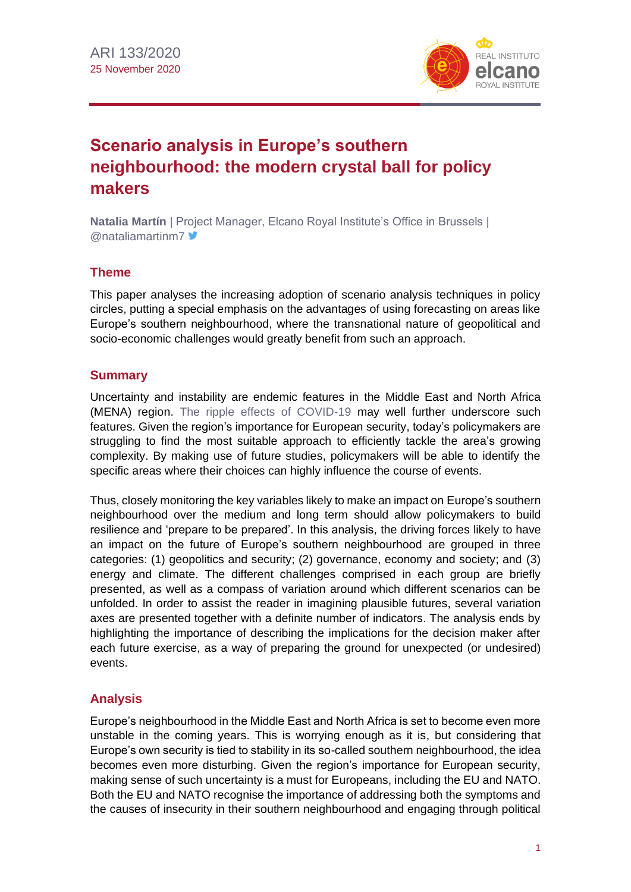ARI 133/2020
25 November 2020

# Scenario analysis in Europe's southern neighbourhood: the modern crystal ball for policy makers

**Natalia Martín** | Project Manager, Elcano Royal Institute's Office in Brussels | @nataliamartinm7

## Theme

This paper analyses the increasing adoption of scenario analysis techniques in policy circles, putting a special emphasis on the advantages of using forecasting on areas like Europe's southern neighbourhood, where the transnational nature of geopolitical and socio-economic challenges would greatly benefit from such an approach.

## Summary

Uncertainty and instability are endemic features in the Middle East and North Africa (MENA) region. The ripple effects of COVID-19 may well further underscore such features. Given the region's importance for European security, today's policymakers are struggling to find the most suitable approach to efficiently tackle the area's growing complexity. By making use of future studies, policymakers will be able to identify the specific areas where their choices can highly influence the course of events.

Thus, closely monitoring the key variables likely to make an impact on Europe's southern neighbourhood over the medium and long term should allow policymakers to build resilience and 'prepare to be prepared'. In this analysis, the driving forces likely to have an impact on the future of Europe's southern neighbourhood are grouped in three categories: (1) geopolitics and security; (2) governance, economy and society; and (3) energy and climate. The different challenges comprised in each group are briefly presented, as well as a compass of variation around which different scenarios can be unfolded. In order to assist the reader in imagining plausible futures, several variation axes are presented together with a definite number of indicators. The analysis ends by highlighting the importance of describing the implications for the decision maker after each future exercise, as a way of preparing the ground for unexpected (or undesired) events.

## Analysis

Europe's neighbourhood in the Middle East and North Africa is set to become even more unstable in the coming years. This is worrying enough as it is, but considering that Europe's own security is tied to stability in its so-called southern neighbourhood, the idea becomes even more disturbing. Given the region's importance for European security, making sense of such uncertainty is a must for Europeans, including the EU and NATO. Both the EU and NATO recognise the importance of addressing both the symptoms and the causes of insecurity in their southern neighbourhood and engaging through political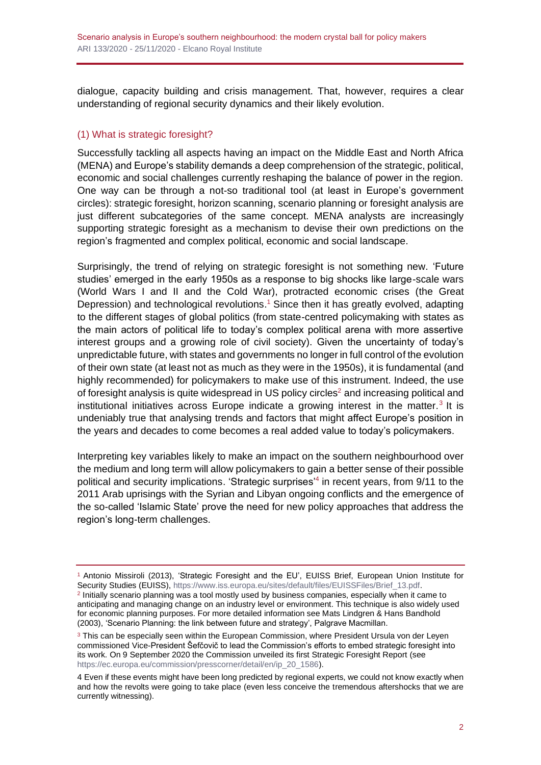dialogue, capacity building and crisis management. That, however, requires a clear understanding of regional security dynamics and their likely evolution.

## (1) What is strategic foresight?

Successfully tackling all aspects having an impact on the Middle East and North Africa (MENA) and Europe's stability demands a deep comprehension of the strategic, political, economic and social challenges currently reshaping the balance of power in the region. One way can be through a not-so traditional tool (at least in Europe's government circles): strategic foresight, horizon scanning, scenario planning or foresight analysis are just different subcategories of the same concept. MENA analysts are increasingly supporting strategic foresight as a mechanism to devise their own predictions on the region's fragmented and complex political, economic and social landscape.

Surprisingly, the trend of relying on strategic foresight is not something new. 'Future studies' emerged in the early 1950s as a response to big shocks like large-scale wars (World Wars I and II and the Cold War), protracted economic crises (the Great Depression) and technological revolutions.[1] Since then it has greatly evolved, adapting to the different stages of global politics (from state-centred policymaking with states as the main actors of political life to today's complex political arena with more assertive interest groups and a growing role of civil society). Given the uncertainty of today's unpredictable future, with states and governments no longer in full control of the evolution of their own state (at least not as much as they were in the 1950s), it is fundamental (and highly recommended) for policymakers to make use of this instrument. Indeed, the use of foresight analysis is quite widespread in US policy circles[2] and increasing political and institutional initiatives across Europe indicate a growing interest in the matter.[3] It is undeniably true that analysing trends and factors that might affect Europe's position in the years and decades to come becomes a real added value to today's policymakers.

Interpreting key variables likely to make an impact on the southern neighbourhood over the medium and long term will allow policymakers to gain a better sense of their possible political and security implications. 'Strategic surprises'[4] in recent years, from 9/11 to the 2011 Arab uprisings with the Syrian and Libyan ongoing conflicts and the emergence of the so-called 'Islamic State' prove the need for new policy approaches that address the region's long-term challenges.

---

[1] Antonio Missiroli (2013), 'Strategic Foresight and the EU', EUISS Brief, European Union Institute for Security Studies (EUISS), https://www.iss.europa.eu/sites/default/files/EUISSFiles/Brief_13.pdf.

[2] Initially scenario planning was a tool mostly used by business companies, especially when it came to anticipating and managing change on an industry level or environment. This technique is also widely used for economic planning purposes. For more detailed information see Mats Lindgren & Hans Bandhold (2003), 'Scenario Planning: the link between future and strategy', Palgrave Macmillan.

[3] This can be especially seen within the European Commission, where President Ursula von der Leyen commissioned Vice-President Šefčovič to lead the Commission's efforts to embed strategic foresight into its work. On 9 September 2020 the Commission unveiled its first Strategic Foresight Report (see https://ec.europa.eu/commission/presscorner/detail/en/ip_20_1586).

[4] Even if these events might have been long predicted by regional experts, we could not know exactly when and how the revolts were going to take place (even less conceive the tremendous aftershocks that we are currently witnessing).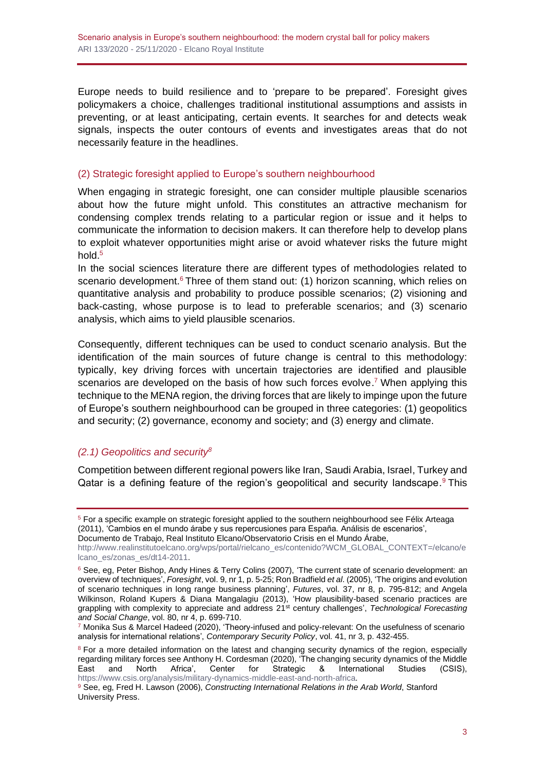Europe needs to build resilience and to 'prepare to be prepared'. Foresight gives policymakers a choice, challenges traditional institutional assumptions and assists in preventing, or at least anticipating, certain events. It searches for and detects weak signals, inspects the outer contours of events and investigates areas that do not necessarily feature in the headlines.

## (2) Strategic foresight applied to Europe's southern neighbourhood

When engaging in strategic foresight, one can consider multiple plausible scenarios about how the future might unfold. This constitutes an attractive mechanism for condensing complex trends relating to a particular region or issue and it helps to communicate the information to decision makers. It can therefore help to develop plans to exploit whatever opportunities might arise or avoid whatever risks the future might hold.[5]

In the social sciences literature there are different types of methodologies related to scenario development.[6] Three of them stand out: (1) horizon scanning, which relies on quantitative analysis and probability to produce possible scenarios; (2) visioning and back-casting, whose purpose is to lead to preferable scenarios; and (3) scenario analysis, which aims to yield plausible scenarios.

Consequently, different techniques can be used to conduct scenario analysis. But the identification of the main sources of future change is central to this methodology: typically, key driving forces with uncertain trajectories are identified and plausible scenarios are developed on the basis of how such forces evolve.[7] When applying this technique to the MENA region, the driving forces that are likely to impinge upon the future of Europe's southern neighbourhood can be grouped in three categories: (1) geopolitics and security; (2) governance, economy and society; and (3) energy and climate.

### *(2.1) Geopolitics and security*[8]

Competition between different regional powers like Iran, Saudi Arabia, Israel, Turkey and Qatar is a defining feature of the region's geopolitical and security landscape.[9] This

---

[5] For a specific example on strategic foresight applied to the southern neighbourhood see Félix Arteaga (2011), 'Cambios en el mundo árabe y sus repercusiones para España. Análisis de escenarios', Documento de Trabajo, Real Instituto Elcano/Observatorio Crisis en el Mundo Árabe, http://www.realinstitutoelcano.org/wps/portal/rielcano_es/contenido?WCM_GLOBAL_CONTEXT=/elcano/elcano_es/zonas_es/dt14-2011.

[6] See, eg, Peter Bishop, Andy Hines & Terry Colins (2007), 'The current state of scenario development: an overview of techniques', *Foresight*, vol. 9, nr 1, p. 5-25; Ron Bradfield *et al*. (2005), 'The origins and evolution of scenario techniques in long range business planning', *Futures*, vol. 37, nr 8, p. 795-812; and Angela Wilkinson, Roland Kupers & Diana Mangalagiu (2013), 'How plausibility-based scenario practices are grappling with complexity to appreciate and address 21st century challenges', *Technological Forecasting and Social Change*, vol. 80, nr 4, p. 699-710.

[7] Monika Sus & Marcel Hadeed (2020), 'Theory-infused and policy-relevant: On the usefulness of scenario analysis for international relations', *Contemporary Security Policy*, vol. 41, nr 3, p. 432-455.

[8] For a more detailed information on the latest and changing security dynamics of the region, especially regarding military forces see Anthony H. Cordesman (2020), 'The changing security dynamics of the Middle East and North Africa', Center for Strategic & International Studies (CSIS), https://www.csis.org/analysis/military-dynamics-middle-east-and-north-africa.

[9] See, eg, Fred H. Lawson (2006), *Constructing International Relations in the Arab World*, Stanford University Press.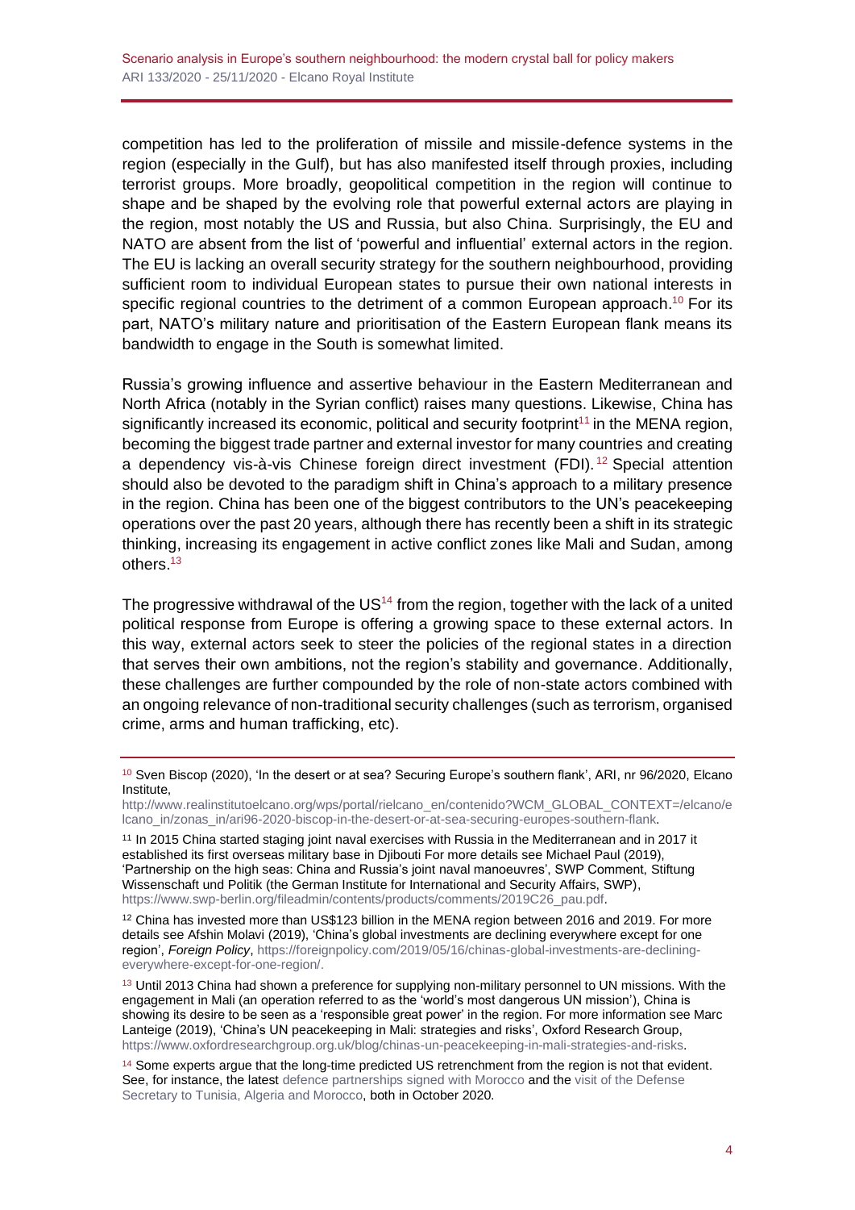competition has led to the proliferation of missile and missile-defence systems in the region (especially in the Gulf), but has also manifested itself through proxies, including terrorist groups. More broadly, geopolitical competition in the region will continue to shape and be shaped by the evolving role that powerful external actors are playing in the region, most notably the US and Russia, but also China. Surprisingly, the EU and NATO are absent from the list of 'powerful and influential' external actors in the region. The EU is lacking an overall security strategy for the southern neighbourhood, providing sufficient room to individual European states to pursue their own national interests in specific regional countries to the detriment of a common European approach.[10] For its part, NATO's military nature and prioritisation of the Eastern European flank means its bandwidth to engage in the South is somewhat limited.

Russia's growing influence and assertive behaviour in the Eastern Mediterranean and North Africa (notably in the Syrian conflict) raises many questions. Likewise, China has significantly increased its economic, political and security footprint[11] in the MENA region, becoming the biggest trade partner and external investor for many countries and creating a dependency vis-à-vis Chinese foreign direct investment (FDI).[12] Special attention should also be devoted to the paradigm shift in China's approach to a military presence in the region. China has been one of the biggest contributors to the UN's peacekeeping operations over the past 20 years, although there has recently been a shift in its strategic thinking, increasing its engagement in active conflict zones like Mali and Sudan, among others.[13]

The progressive withdrawal of the US[14] from the region, together with the lack of a united political response from Europe is offering a growing space to these external actors. In this way, external actors seek to steer the policies of the regional states in a direction that serves their own ambitions, not the region's stability and governance. Additionally, these challenges are further compounded by the role of non-state actors combined with an ongoing relevance of non-traditional security challenges (such as terrorism, organised crime, arms and human trafficking, etc).

---

[10] Sven Biscop (2020), 'In the desert or at sea? Securing Europe's southern flank', ARI, nr 96/2020, Elcano Institute, http://www.realinstitutoelcano.org/wps/portal/rielcano_en/contenido?WCM_GLOBAL_CONTEXT=/elcano/elcano_in/zonas_in/ari96-2020-biscop-in-the-desert-or-at-sea-securing-europes-southern-flank.

[11] In 2015 China started staging joint naval exercises with Russia in the Mediterranean and in 2017 it established its first overseas military base in Djibouti For more details see Michael Paul (2019), 'Partnership on the high seas: China and Russia's joint naval manoeuvres', SWP Comment, Stiftung Wissenschaft und Politik (the German Institute for International and Security Affairs, SWP), https://www.swp-berlin.org/fileadmin/contents/products/comments/2019C26_pau.pdf.

[12] China has invested more than US$123 billion in the MENA region between 2016 and 2019. For more details see Afshin Molavi (2019), 'China's global investments are declining everywhere except for one region', *Foreign Policy*, https://foreignpolicy.com/2019/05/16/chinas-global-investments-are-declining-everywhere-except-for-one-region/.

[13] Until 2013 China had shown a preference for supplying non-military personnel to UN missions. With the engagement in Mali (an operation referred to as the 'world's most dangerous UN mission'), China is showing its desire to be seen as a 'responsible great power' in the region. For more information see Marc Lanteige (2019), 'China's UN peacekeeping in Mali: strategies and risks', Oxford Research Group, https://www.oxfordresearchgroup.org.uk/blog/chinas-un-peacekeeping-in-mali-strategies-and-risks.

[14] Some experts argue that the long-time predicted US retrenchment from the region is not that evident. See, for instance, the latest defence partnerships signed with Morocco and the visit of the Defense Secretary to Tunisia, Algeria and Morocco, both in October 2020.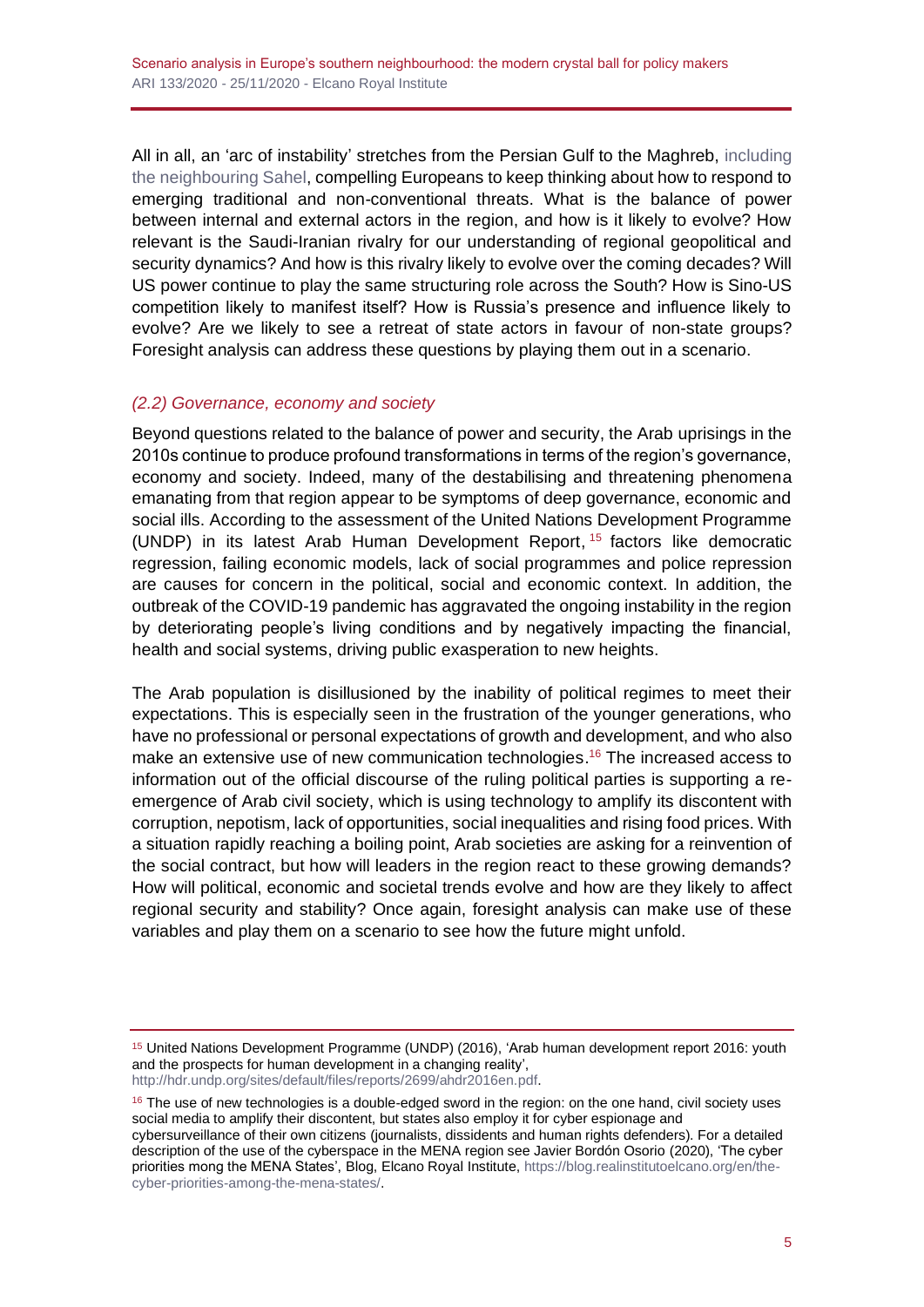All in all, an 'arc of instability' stretches from the Persian Gulf to the Maghreb, including the neighbouring Sahel, compelling Europeans to keep thinking about how to respond to emerging traditional and non-conventional threats. What is the balance of power between internal and external actors in the region, and how is it likely to evolve? How relevant is the Saudi-Iranian rivalry for our understanding of regional geopolitical and security dynamics? And how is this rivalry likely to evolve over the coming decades? Will US power continue to play the same structuring role across the South? How is Sino-US competition likely to manifest itself? How is Russia's presence and influence likely to evolve? Are we likely to see a retreat of state actors in favour of non-state groups? Foresight analysis can address these questions by playing them out in a scenario.

### *(2.2) Governance, economy and society*

Beyond questions related to the balance of power and security, the Arab uprisings in the 2010s continue to produce profound transformations in terms of the region's governance, economy and society. Indeed, many of the destabilising and threatening phenomena emanating from that region appear to be symptoms of deep governance, economic and social ills. According to the assessment of the United Nations Development Programme (UNDP) in its latest Arab Human Development Report,[15] factors like democratic regression, failing economic models, lack of social programmes and police repression are causes for concern in the political, social and economic context. In addition, the outbreak of the COVID-19 pandemic has aggravated the ongoing instability in the region by deteriorating people's living conditions and by negatively impacting the financial, health and social systems, driving public exasperation to new heights.

The Arab population is disillusioned by the inability of political regimes to meet their expectations. This is especially seen in the frustration of the younger generations, who have no professional or personal expectations of growth and development, and who also make an extensive use of new communication technologies.[16] The increased access to information out of the official discourse of the ruling political parties is supporting a re-emergence of Arab civil society, which is using technology to amplify its discontent with corruption, nepotism, lack of opportunities, social inequalities and rising food prices. With a situation rapidly reaching a boiling point, Arab societies are asking for a reinvention of the social contract, but how will leaders in the region react to these growing demands? How will political, economic and societal trends evolve and how are they likely to affect regional security and stability? Once again, foresight analysis can make use of these variables and play them on a scenario to see how the future might unfold.

---

[15] United Nations Development Programme (UNDP) (2016), 'Arab human development report 2016: youth and the prospects for human development in a changing reality', http://hdr.undp.org/sites/default/files/reports/2699/ahdr2016en.pdf.

[16] The use of new technologies is a double-edged sword in the region: on the one hand, civil society uses social media to amplify their discontent, but states also employ it for cyber espionage and cybersurveillance of their own citizens (journalists, dissidents and human rights defenders). For a detailed description of the use of the cyberspace in the MENA region see Javier Bordón Osorio (2020), 'The cyber priorities mong the MENA States', Blog, Elcano Royal Institute, https://blog.realinstitutoelcano.org/en/the-cyber-priorities-among-the-mena-states/.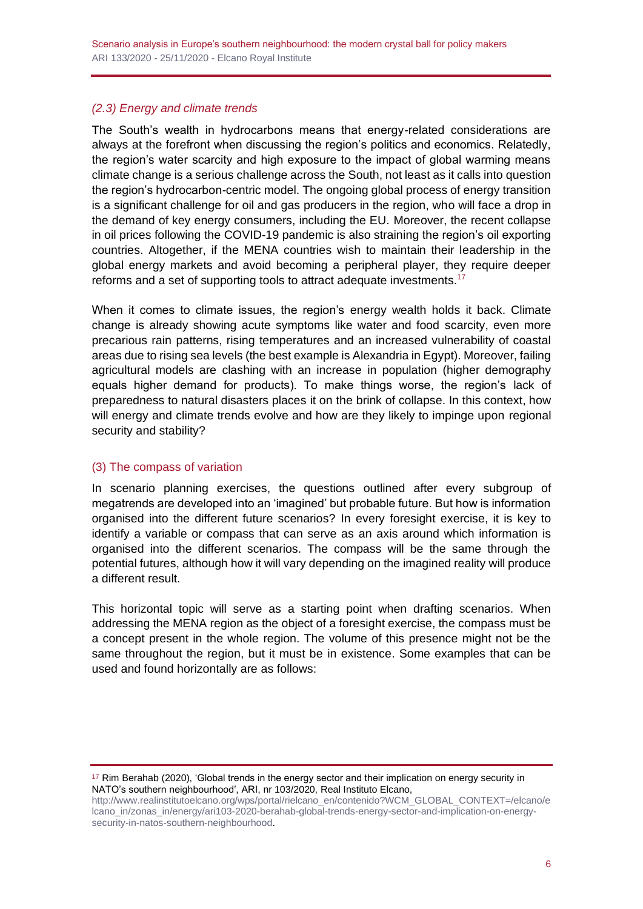### *(2.3) Energy and climate trends*

The South's wealth in hydrocarbons means that energy-related considerations are always at the forefront when discussing the region's politics and economics. Relatedly, the region's water scarcity and high exposure to the impact of global warming means climate change is a serious challenge across the South, not least as it calls into question the region's hydrocarbon-centric model. The ongoing global process of energy transition is a significant challenge for oil and gas producers in the region, who will face a drop in the demand of key energy consumers, including the EU. Moreover, the recent collapse in oil prices following the COVID-19 pandemic is also straining the region's oil exporting countries. Altogether, if the MENA countries wish to maintain their leadership in the global energy markets and avoid becoming a peripheral player, they require deeper reforms and a set of supporting tools to attract adequate investments.[17]

When it comes to climate issues, the region's energy wealth holds it back. Climate change is already showing acute symptoms like water and food scarcity, even more precarious rain patterns, rising temperatures and an increased vulnerability of coastal areas due to rising sea levels (the best example is Alexandria in Egypt). Moreover, failing agricultural models are clashing with an increase in population (higher demography equals higher demand for products). To make things worse, the region's lack of preparedness to natural disasters places it on the brink of collapse. In this context, how will energy and climate trends evolve and how are they likely to impinge upon regional security and stability?

## (3) The compass of variation

In scenario planning exercises, the questions outlined after every subgroup of megatrends are developed into an 'imagined' but probable future. But how is information organised into the different future scenarios? In every foresight exercise, it is key to identify a variable or compass that can serve as an axis around which information is organised into the different scenarios. The compass will be the same through the potential futures, although how it will vary depending on the imagined reality will produce a different result.

This horizontal topic will serve as a starting point when drafting scenarios. When addressing the MENA region as the object of a foresight exercise, the compass must be a concept present in the whole region. The volume of this presence might not be the same throughout the region, but it must be in existence. Some examples that can be used and found horizontally are as follows:

---

[17] Rim Berahab (2020), 'Global trends in the energy sector and their implication on energy security in NATO's southern neighbourhood', ARI, nr 103/2020, Real Instituto Elcano, http://www.realinstitutoelcano.org/wps/portal/rielcano_en/contenido?WCM_GLOBAL_CONTEXT=/elcano/elcano_in/zonas_in/energy/ari103-2020-berahab-global-trends-energy-sector-and-implication-on-energy-security-in-natos-southern-neighbourhood.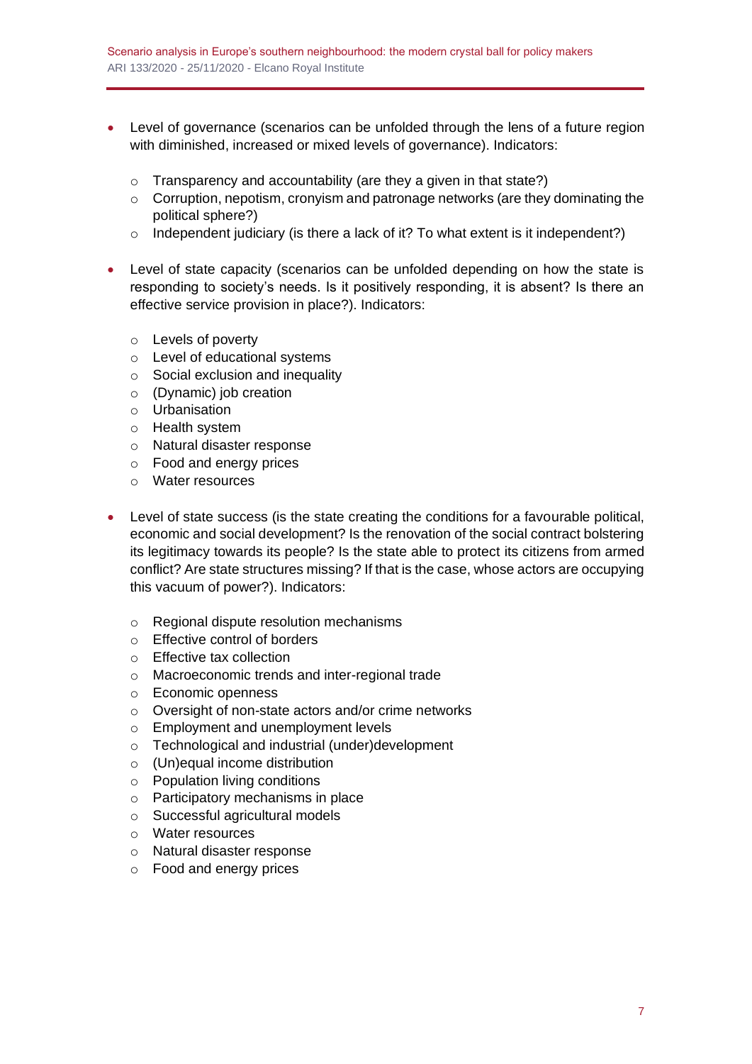- Level of governance (scenarios can be unfolded through the lens of a future region with diminished, increased or mixed levels of governance). Indicators:
    - Transparency and accountability (are they a given in that state?)
    - Corruption, nepotism, cronyism and patronage networks (are they dominating the political sphere?)
    - Independent judiciary (is there a lack of it? To what extent is it independent?)

- Level of state capacity (scenarios can be unfolded depending on how the state is responding to society's needs. Is it positively responding, it is absent? Is there an effective service provision in place?). Indicators:
    - Levels of poverty
    - Level of educational systems
    - Social exclusion and inequality
    - (Dynamic) job creation
    - Urbanisation
    - Health system
    - Natural disaster response
    - Food and energy prices
    - Water resources

- Level of state success (is the state creating the conditions for a favourable political, economic and social development? Is the renovation of the social contract bolstering its legitimacy towards its people? Is the state able to protect its citizens from armed conflict? Are state structures missing? If that is the case, whose actors are occupying this vacuum of power?). Indicators:
    - Regional dispute resolution mechanisms
    - Effective control of borders
    - Effective tax collection
    - Macroeconomic trends and inter-regional trade
    - Economic openness
    - Oversight of non-state actors and/or crime networks
    - Employment and unemployment levels
    - Technological and industrial (under)development
    - (Un)equal income distribution
    - Population living conditions
    - Participatory mechanisms in place
    - Successful agricultural models
    - Water resources
    - Natural disaster response
    - Food and energy prices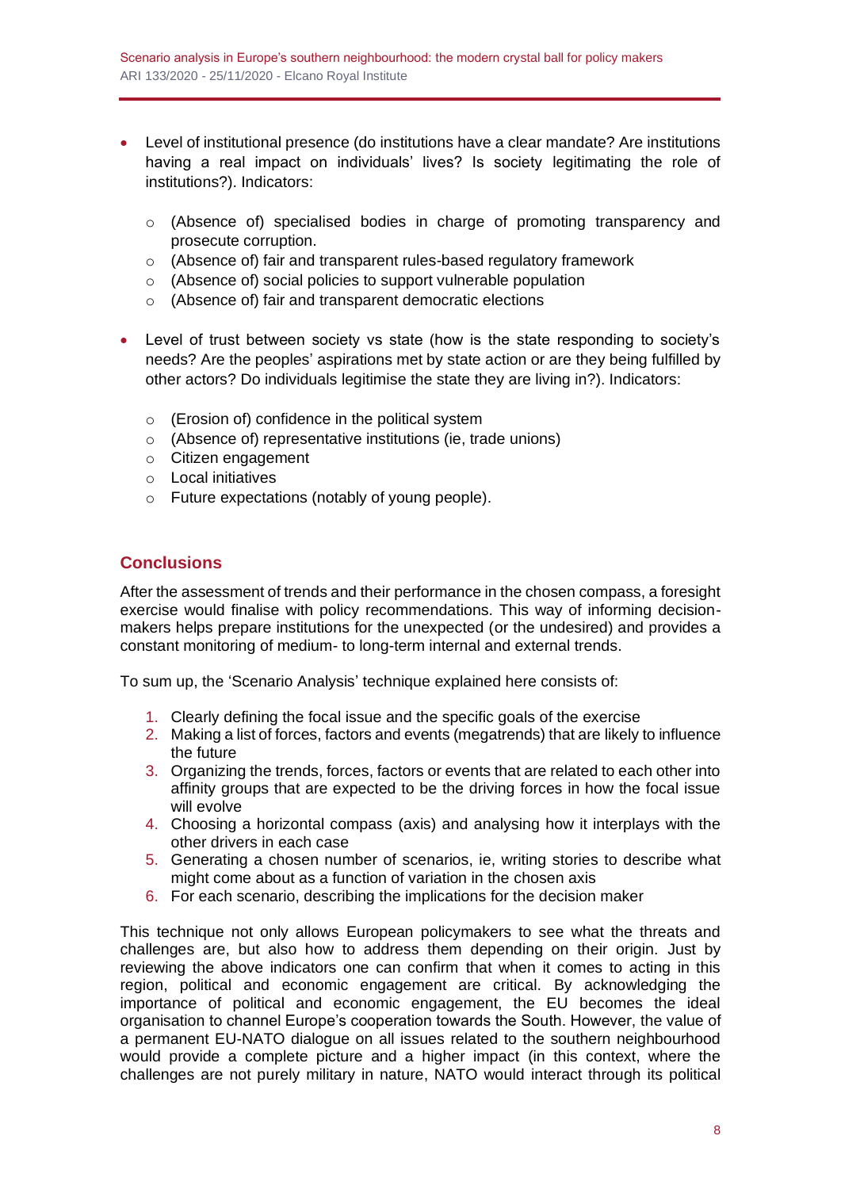- Level of institutional presence (do institutions have a clear mandate? Are institutions having a real impact on individuals' lives? Is society legitimating the role of institutions?). Indicators:
  - (Absence of) specialised bodies in charge of promoting transparency and prosecute corruption.
  - (Absence of) fair and transparent rules-based regulatory framework
  - (Absence of) social policies to support vulnerable population
  - (Absence of) fair and transparent democratic elections

- Level of trust between society vs state (how is the state responding to society's needs? Are the peoples' aspirations met by state action or are they being fulfilled by other actors? Do individuals legitimise the state they are living in?). Indicators:
  - (Erosion of) confidence in the political system
  - (Absence of) representative institutions (ie, trade unions)
  - Citizen engagement
  - Local initiatives
  - Future expectations (notably of young people).

## Conclusions

After the assessment of trends and their performance in the chosen compass, a foresight exercise would finalise with policy recommendations. This way of informing decision-makers helps prepare institutions for the unexpected (or the undesired) and provides a constant monitoring of medium- to long-term internal and external trends.

To sum up, the 'Scenario Analysis' technique explained here consists of:

1. Clearly defining the focal issue and the specific goals of the exercise
2. Making a list of forces, factors and events (megatrends) that are likely to influence the future
3. Organizing the trends, forces, factors or events that are related to each other into affinity groups that are expected to be the driving forces in how the focal issue will evolve
4. Choosing a horizontal compass (axis) and analysing how it interplays with the other drivers in each case
5. Generating a chosen number of scenarios, ie, writing stories to describe what might come about as a function of variation in the chosen axis
6. For each scenario, describing the implications for the decision maker

This technique not only allows European policymakers to see what the threats and challenges are, but also how to address them depending on their origin. Just by reviewing the above indicators one can confirm that when it comes to acting in this region, political and economic engagement are critical. By acknowledging the importance of political and economic engagement, the EU becomes the ideal organisation to channel Europe's cooperation towards the South. However, the value of a permanent EU-NATO dialogue on all issues related to the southern neighbourhood would provide a complete picture and a higher impact (in this context, where the challenges are not purely military in nature, NATO would interact through its political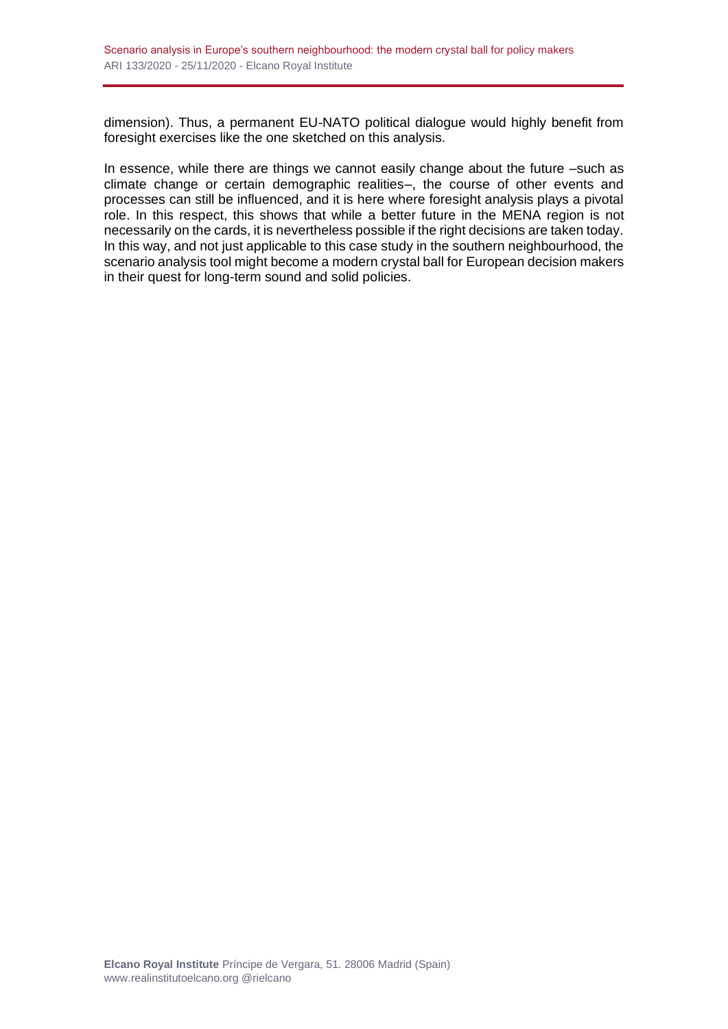dimension). Thus, a permanent EU-NATO political dialogue would highly benefit from foresight exercises like the one sketched on this analysis.

In essence, while there are things we cannot easily change about the future –such as climate change or certain demographic realities–, the course of other events and processes can still be influenced, and it is here where foresight analysis plays a pivotal role. In this respect, this shows that while a better future in the MENA region is not necessarily on the cards, it is nevertheless possible if the right decisions are taken today. In this way, and not just applicable to this case study in the southern neighbourhood, the scenario analysis tool might become a modern crystal ball for European decision makers in their quest for long-term sound and solid policies.